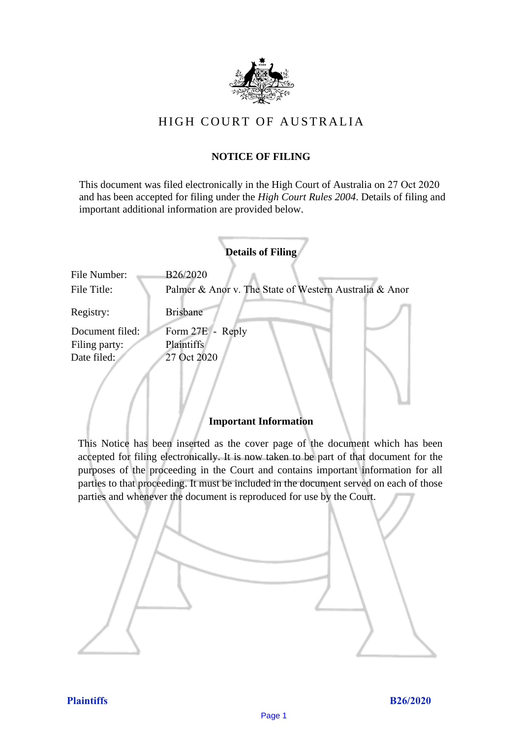# HIGH COURT OF AUSTRALIA

## NOTICE OF FILING

This document was filed electronically in the High Court of Australia on 27 Oct 2020 and has been accepted for filing under the *High Court Rules 2004*. Details of filing and important additional information are provided below.

### Details of Filing

| | |
|---|---|
| File Number: | B26/2020 |
| File Title: | Palmer & Anor v. The State of Western Australia & Anor |
| Registry: | Brisbane |
| Document filed: | Form 27E - Reply |
| Filing party: | Plaintiffs |
| Date filed: | 27 Oct 2020 |

### Important Information

This Notice has been inserted as the cover page of the document which has been accepted for filing electronically. It is now taken to be part of that document for the purposes of the proceeding in the Court and contains important information for all parties to that proceeding. It must be included in the document served on each of those parties and whenever the document is reproduced for use by the Court.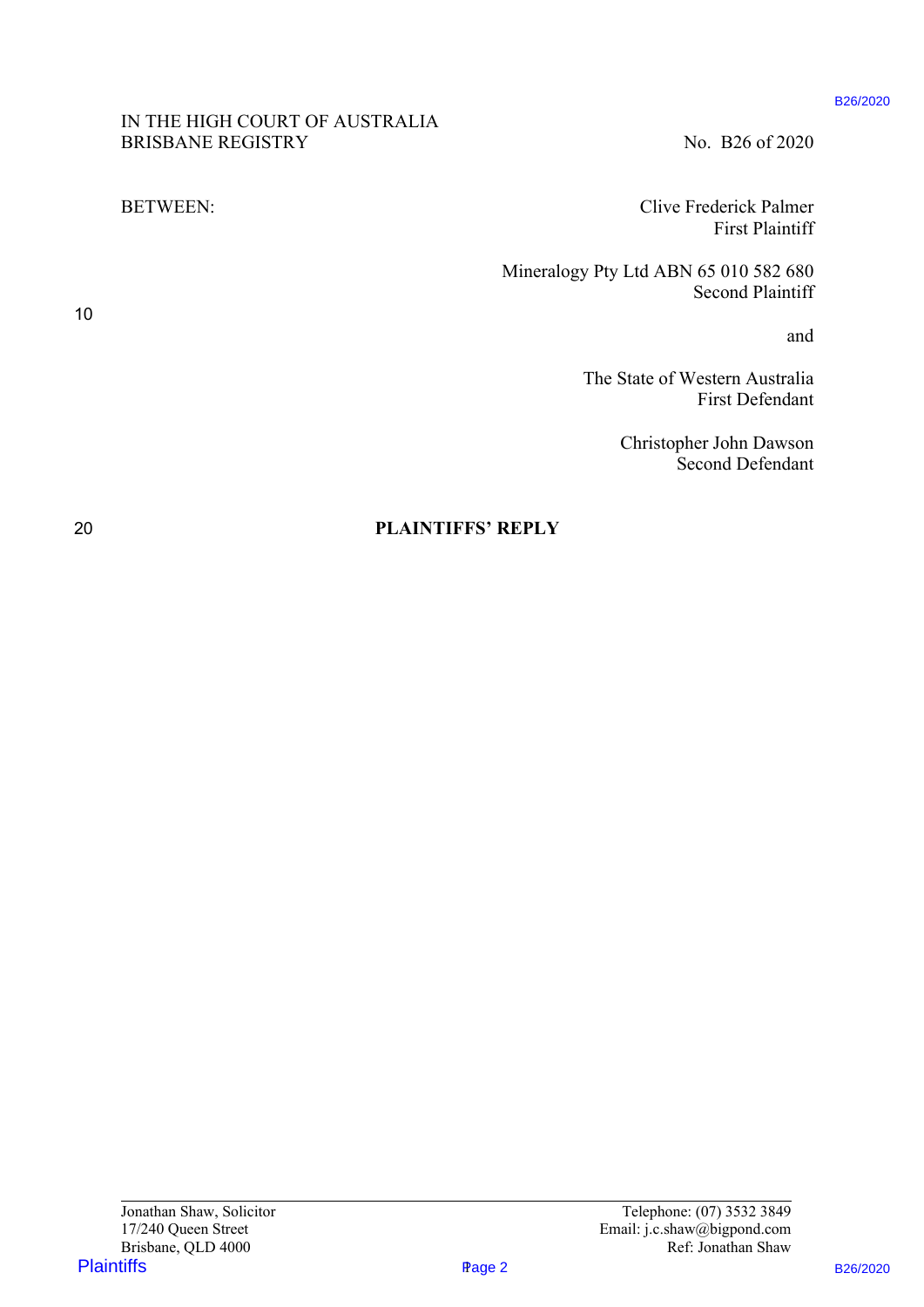IN THE HIGH COURT OF AUSTRALIA
BRISBANE REGISTRY

No. B26 of 2020

BETWEEN:

Clive Frederick Palmer
First Plaintiff

Mineralogy Pty Ltd ABN 65 010 582 680
Second Plaintiff

and

The State of Western Australia
First Defendant

Christopher John Dawson
Second Defendant

# PLAINTIFFS' REPLY

Jonathan Shaw, Solicitor
17/240 Queen Street
Brisbane, QLD 4000

Telephone: (07) 3532 3849
Email: j.c.shaw@bigpond.com
Ref: Jonathan Shaw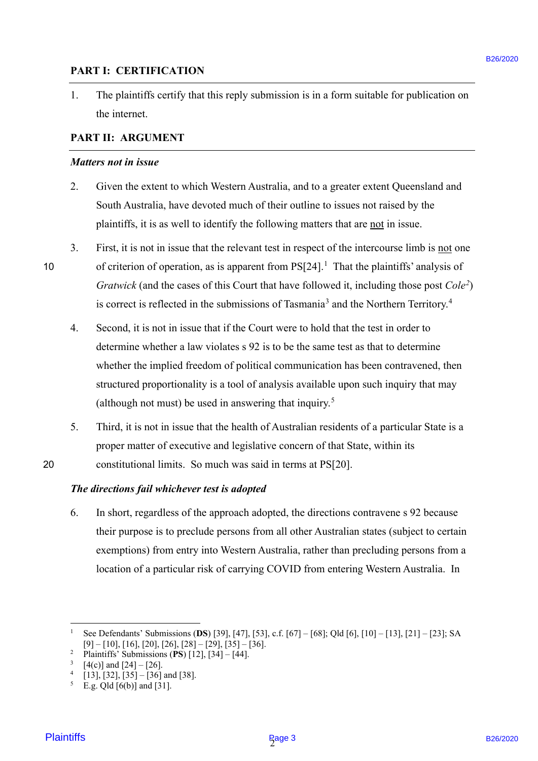## PART I: CERTIFICATION

1. The plaintiffs certify that this reply submission is in a form suitable for publication on the internet.

## PART II: ARGUMENT

### *Matters not in issue*

2. Given the extent to which Western Australia, and to a greater extent Queensland and South Australia, have devoted much of their outline to issues not raised by the plaintiffs, it is as well to identify the following matters that are not in issue.

3. First, it is not in issue that the relevant test in respect of the intercourse limb is not one of criterion of operation, as is apparent from PS[24].[1] That the plaintiffs' analysis of *Gratwick* (and the cases of this Court that have followed it, including those post *Cole*[2]) is correct is reflected in the submissions of Tasmania[3] and the Northern Territory.[4]

4. Second, it is not in issue that if the Court were to hold that the test in order to determine whether a law violates s 92 is to be the same test as that to determine whether the implied freedom of political communication has been contravened, then structured proportionality is a tool of analysis available upon such inquiry that may (although not must) be used in answering that inquiry.[5]

5. Third, it is not in issue that the health of Australian residents of a particular State is a proper matter of executive and legislative concern of that State, within its constitutional limits. So much was said in terms at PS[20].

### *The directions fail whichever test is adopted*

6. In short, regardless of the approach adopted, the directions contravene s 92 because their purpose is to preclude persons from all other Australian states (subject to certain exemptions) from entry into Western Australia, rather than precluding persons from a location of a particular risk of carrying COVID from entering Western Australia. In

---

[1] See Defendants' Submissions (**DS**) [39], [47], [53], c.f. [67] – [68]; Qld [6], [10] – [13], [21] – [23]; SA [9] – [10], [16], [20], [26], [28] – [29], [35] – [36].

[2] Plaintiffs' Submissions (**PS**) [12], [34] – [44].

[3] [4(c)] and [24] – [26].

[4] [13], [32], [35] – [36] and [38].

[5] E.g. Qld [6(b)] and [31].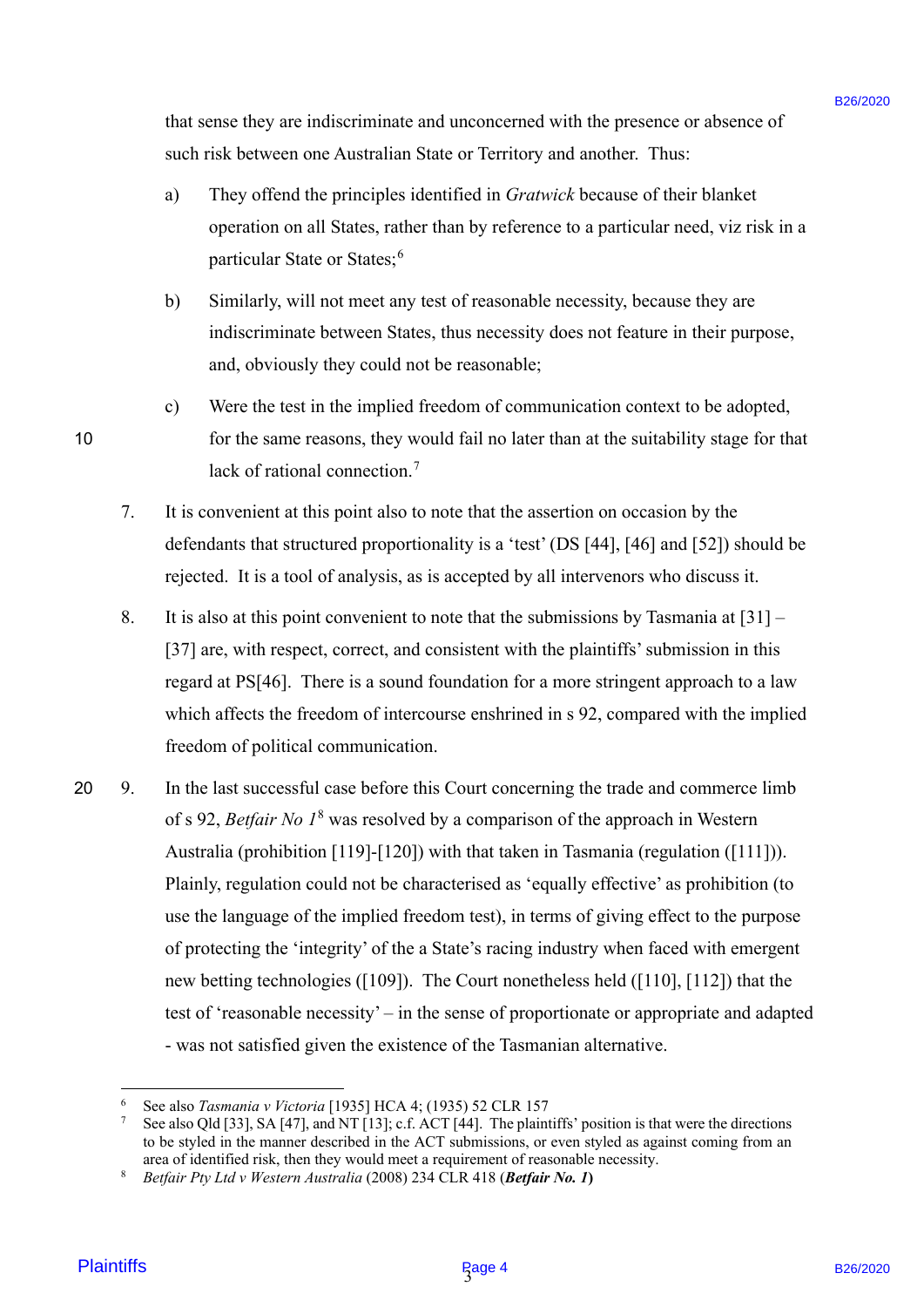that sense they are indiscriminate and unconcerned with the presence or absence of such risk between one Australian State or Territory and another. Thus:

a) They offend the principles identified in *Gratwick* because of their blanket operation on all States, rather than by reference to a particular need, viz risk in a particular State or States;[6]

b) Similarly, will not meet any test of reasonable necessity, because they are indiscriminate between States, thus necessity does not feature in their purpose, and, obviously they could not be reasonable;

c) Were the test in the implied freedom of communication context to be adopted, for the same reasons, they would fail no later than at the suitability stage for that lack of rational connection.[7]

7. It is convenient at this point also to note that the assertion on occasion by the defendants that structured proportionality is a 'test' (DS [44], [46] and [52]) should be rejected. It is a tool of analysis, as is accepted by all intervenors who discuss it.

8. It is also at this point convenient to note that the submissions by Tasmania at [31] – [37] are, with respect, correct, and consistent with the plaintiffs' submission in this regard at PS[46]. There is a sound foundation for a more stringent approach to a law which affects the freedom of intercourse enshrined in s 92, compared with the implied freedom of political communication.

9. In the last successful case before this Court concerning the trade and commerce limb of s 92, *Betfair No 1*[8] was resolved by a comparison of the approach in Western Australia (prohibition [119]-[120]) with that taken in Tasmania (regulation ([111])). Plainly, regulation could not be characterised as 'equally effective' as prohibition (to use the language of the implied freedom test), in terms of giving effect to the purpose of protecting the 'integrity' of the a State's racing industry when faced with emergent new betting technologies ([109]). The Court nonetheless held ([110], [112]) that the test of 'reasonable necessity' – in the sense of proportionate or appropriate and adapted - was not satisfied given the existence of the Tasmanian alternative.

---

[6] See also *Tasmania v Victoria* [1935] HCA 4; (1935) 52 CLR 157

[7] See also Qld [33], SA [47], and NT [13]; c.f. ACT [44]. The plaintiffs' position is that were the directions to be styled in the manner described in the ACT submissions, or even styled as against coming from an area of identified risk, then they would meet a requirement of reasonable necessity.

[8] *Betfair Pty Ltd v Western Australia* (2008) 234 CLR 418 (***Betfair No. 1***)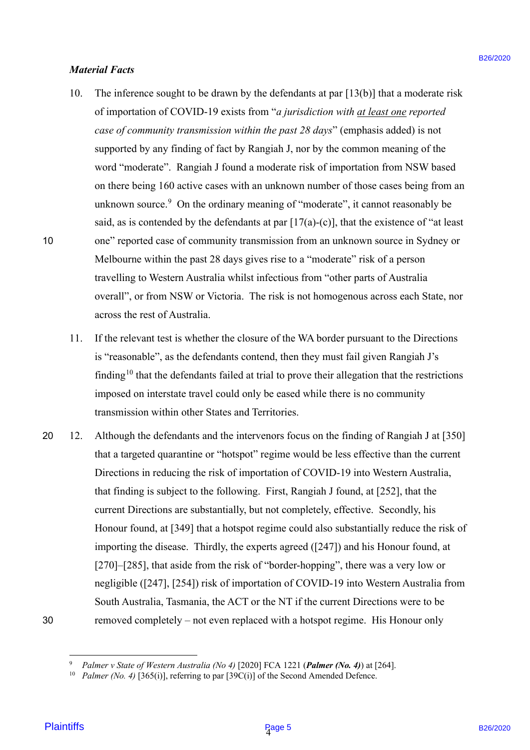***Material Facts***

10. The inference sought to be drawn by the defendants at par [13(b)] that a moderate risk of importation of COVID-19 exists from "*a jurisdiction with <u>at least one</u> reported case of community transmission within the past 28 days*" (emphasis added) is not supported by any finding of fact by Rangiah J, nor by the common meaning of the word "moderate". Rangiah J found a moderate risk of importation from NSW based on there being 160 active cases with an unknown number of those cases being from an unknown source.[9] On the ordinary meaning of "moderate", it cannot reasonably be said, as is contended by the defendants at par [17(a)-(c)], that the existence of "at least one" reported case of community transmission from an unknown source in Sydney or Melbourne within the past 28 days gives rise to a "moderate" risk of a person travelling to Western Australia whilst infectious from "other parts of Australia overall", or from NSW or Victoria. The risk is not homogenous across each State, nor across the rest of Australia.

11. If the relevant test is whether the closure of the WA border pursuant to the Directions is "reasonable", as the defendants contend, then they must fail given Rangiah J's finding[10] that the defendants failed at trial to prove their allegation that the restrictions imposed on interstate travel could only be eased while there is no community transmission within other States and Territories.

12. Although the defendants and the intervenors focus on the finding of Rangiah J at [350] that a targeted quarantine or "hotspot" regime would be less effective than the current Directions in reducing the risk of importation of COVID-19 into Western Australia, that finding is subject to the following. First, Rangiah J found, at [252], that the current Directions are substantially, but not completely, effective. Secondly, his Honour found, at [349] that a hotspot regime could also substantially reduce the risk of importing the disease. Thirdly, the experts agreed ([247]) and his Honour found, at [270]–[285], that aside from the risk of "border-hopping", there was a very low or negligible ([247], [254]) risk of importation of COVID-19 into Western Australia from South Australia, Tasmania, the ACT or the NT if the current Directions were to be removed completely – not even replaced with a hotspot regime. His Honour only

---

[9] *Palmer v State of Western Australia (No 4)* [2020] FCA 1221 (***Palmer (No. 4)***) at [264].

[10] *Palmer (No. 4)* [365(i)], referring to par [39C(i)] of the Second Amended Defence.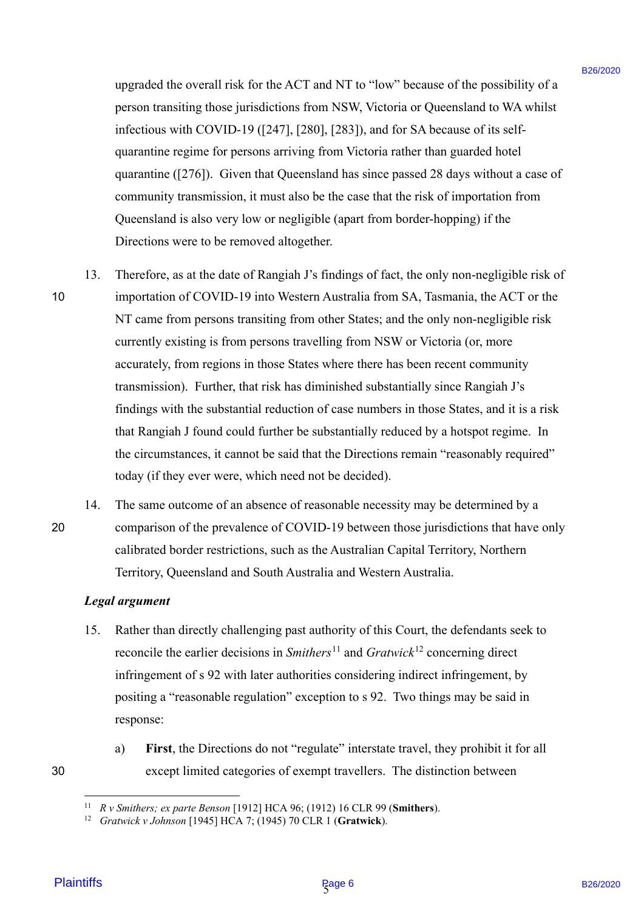upgraded the overall risk for the ACT and NT to "low" because of the possibility of a person transiting those jurisdictions from NSW, Victoria or Queensland to WA whilst infectious with COVID-19 ([247], [280], [283]), and for SA because of its self-quarantine regime for persons arriving from Victoria rather than guarded hotel quarantine ([276]). Given that Queensland has since passed 28 days without a case of community transmission, it must also be the case that the risk of importation from Queensland is also very low or negligible (apart from border-hopping) if the Directions were to be removed altogether.

13. Therefore, as at the date of Rangiah J's findings of fact, the only non-negligible risk of importation of COVID-19 into Western Australia from SA, Tasmania, the ACT or the NT came from persons transiting from other States; and the only non-negligible risk currently existing is from persons travelling from NSW or Victoria (or, more accurately, from regions in those States where there has been recent community transmission). Further, that risk has diminished substantially since Rangiah J's findings with the substantial reduction of case numbers in those States, and it is a risk that Rangiah J found could further be substantially reduced by a hotspot regime. In the circumstances, it cannot be said that the Directions remain "reasonably required" today (if they ever were, which need not be decided).

14. The same outcome of an absence of reasonable necessity may be determined by a comparison of the prevalence of COVID-19 between those jurisdictions that have only calibrated border restrictions, such as the Australian Capital Territory, Northern Territory, Queensland and South Australia and Western Australia.

***Legal argument***

15. Rather than directly challenging past authority of this Court, the defendants seek to reconcile the earlier decisions in *Smithers*[11] and *Gratwick*[12] concerning direct infringement of s 92 with later authorities considering indirect infringement, by positing a "reasonable regulation" exception to s 92. Two things may be said in response:

   a) **First**, the Directions do not "regulate" interstate travel, they prohibit it for all except limited categories of exempt travellers. The distinction between

---

[11] *R v Smithers; ex parte Benson* [1912] HCA 96; (1912) 16 CLR 99 (**Smithers**).

[12] *Gratwick v Johnson* [1945] HCA 7; (1945) 70 CLR 1 (**Gratwick**).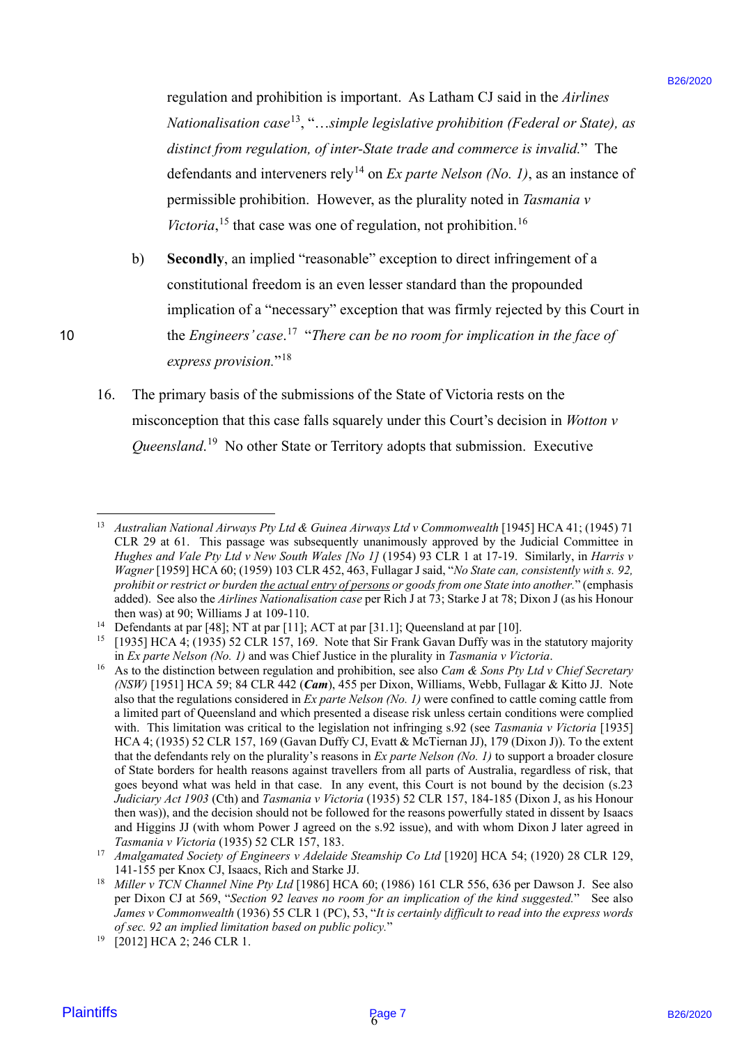regulation and prohibition is important. As Latham CJ said in the *Airlines Nationalisation case*[13], "*…simple legislative prohibition (Federal or State), as distinct from regulation, of inter-State trade and commerce is invalid.*" The defendants and interveners rely[14] on *Ex parte Nelson (No. 1)*, as an instance of permissible prohibition. However, as the plurality noted in *Tasmania v Victoria*,[15] that case was one of regulation, not prohibition.[16]

b) **Secondly**, an implied "reasonable" exception to direct infringement of a constitutional freedom is an even lesser standard than the propounded implication of a "necessary" exception that was firmly rejected by this Court in the *Engineers' case*.[17] "*There can be no room for implication in the face of express provision.*"[18]

16. The primary basis of the submissions of the State of Victoria rests on the misconception that this case falls squarely under this Court's decision in *Wotton v Queensland*.[19] No other State or Territory adopts that submission. Executive

---

[13] *Australian National Airways Pty Ltd & Guinea Airways Ltd v Commonwealth* [1945] HCA 41; (1945) 71 CLR 29 at 61. This passage was subsequently unanimously approved by the Judicial Committee in *Hughes and Vale Pty Ltd v New South Wales [No 1]* (1954) 93 CLR 1 at 17-19. Similarly, in *Harris v Wagner* [1959] HCA 60; (1959) 103 CLR 452, 463, Fullagar J said, "*No State can, consistently with s. 92, prohibit or restrict or burden the actual entry of persons or goods from one State into another.*" (emphasis added). See also the *Airlines Nationalisation case* per Rich J at 73; Starke J at 78; Dixon J (as his Honour then was) at 90; Williams J at 109-110.

[14] Defendants at par [48]; NT at par [11]; ACT at par [31.1]; Queensland at par [10].

[15] [1935] HCA 4; (1935) 52 CLR 157, 169. Note that Sir Frank Gavan Duffy was in the statutory majority in *Ex parte Nelson (No. 1)* and was Chief Justice in the plurality in *Tasmania v Victoria*.

[16] As to the distinction between regulation and prohibition, see also *Cam & Sons Pty Ltd v Chief Secretary (NSW)* [1951] HCA 59; 84 CLR 442 (***Cam***), 455 per Dixon, Williams, Webb, Fullagar & Kitto JJ. Note also that the regulations considered in *Ex parte Nelson (No. 1)* were confined to cattle coming cattle from a limited part of Queensland and which presented a disease risk unless certain conditions were complied with. This limitation was critical to the legislation not infringing s.92 (see *Tasmania v Victoria* [1935] HCA 4; (1935) 52 CLR 157, 169 (Gavan Duffy CJ, Evatt & McTiernan JJ), 179 (Dixon J)). To the extent that the defendants rely on the plurality's reasons in *Ex parte Nelson (No. 1)* to support a broader closure of State borders for health reasons against travellers from all parts of Australia, regardless of risk, that goes beyond what was held in that case. In any event, this Court is not bound by the decision (s.23 *Judiciary Act 1903* (Cth) and *Tasmania v Victoria* (1935) 52 CLR 157, 184-185 (Dixon J, as his Honour then was)), and the decision should not be followed for the reasons powerfully stated in dissent by Isaacs and Higgins JJ (with whom Power J agreed on the s.92 issue), and with whom Dixon J later agreed in *Tasmania v Victoria* (1935) 52 CLR 157, 183.

[17] *Amalgamated Society of Engineers v Adelaide Steamship Co Ltd* [1920] HCA 54; (1920) 28 CLR 129, 141-155 per Knox CJ, Isaacs, Rich and Starke JJ.

[18] *Miller v TCN Channel Nine Pty Ltd* [1986] HCA 60; (1986) 161 CLR 556, 636 per Dawson J. See also per Dixon CJ at 569, "*Section 92 leaves no room for an implication of the kind suggested.*" See also *James v Commonwealth* (1936) 55 CLR 1 (PC), 53, "*It is certainly difficult to read into the express words of sec. 92 an implied limitation based on public policy.*"

[19] [2012] HCA 2; 246 CLR 1.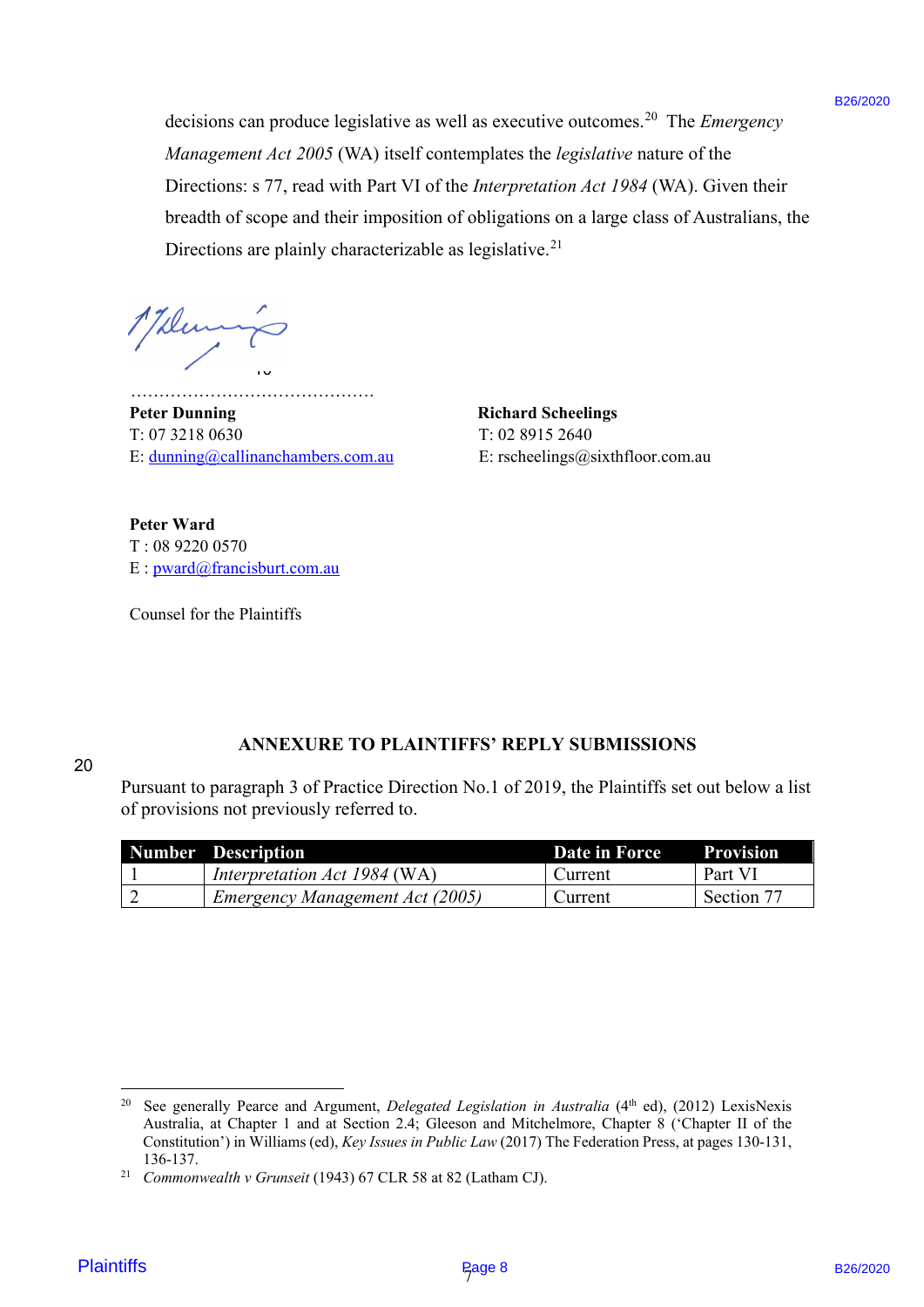decisions can produce legislative as well as executive outcomes.[20] The *Emergency Management Act 2005* (WA) itself contemplates the *legislative* nature of the Directions: s 77, read with Part VI of the *Interpretation Act 1984* (WA). Given their breadth of scope and their imposition of obligations on a large class of Australians, the Directions are plainly characterizable as legislative.[21]

……………………………………

**Peter Dunning**
T: 07 3218 0630
E: dunning@callinanchambers.com.au

**Richard Scheelings**
T: 02 8915 2640
E: rscheelings@sixthfloor.com.au

**Peter Ward**
T : 08 9220 0570
E : pward@francisburt.com.au

Counsel for the Plaintiffs

## ANNEXURE TO PLAINTIFFS' REPLY SUBMISSIONS

Pursuant to paragraph 3 of Practice Direction No.1 of 2019, the Plaintiffs set out below a list of provisions not previously referred to.

| Number | Description | Date in Force | Provision |
|---|---|---|---|
| 1 | *Interpretation Act 1984* (WA) | Current | Part VI |
| 2 | *Emergency Management Act (2005)* | Current | Section 77 |

[20] See generally Pearce and Argument, *Delegated Legislation in Australia* (4th ed), (2012) LexisNexis Australia, at Chapter 1 and at Section 2.4; Gleeson and Mitchelmore, Chapter 8 ('Chapter II of the Constitution') in Williams (ed), *Key Issues in Public Law* (2017) The Federation Press, at pages 130-131, 136-137.

[21] *Commonwealth v Grunseit* (1943) 67 CLR 58 at 82 (Latham CJ).